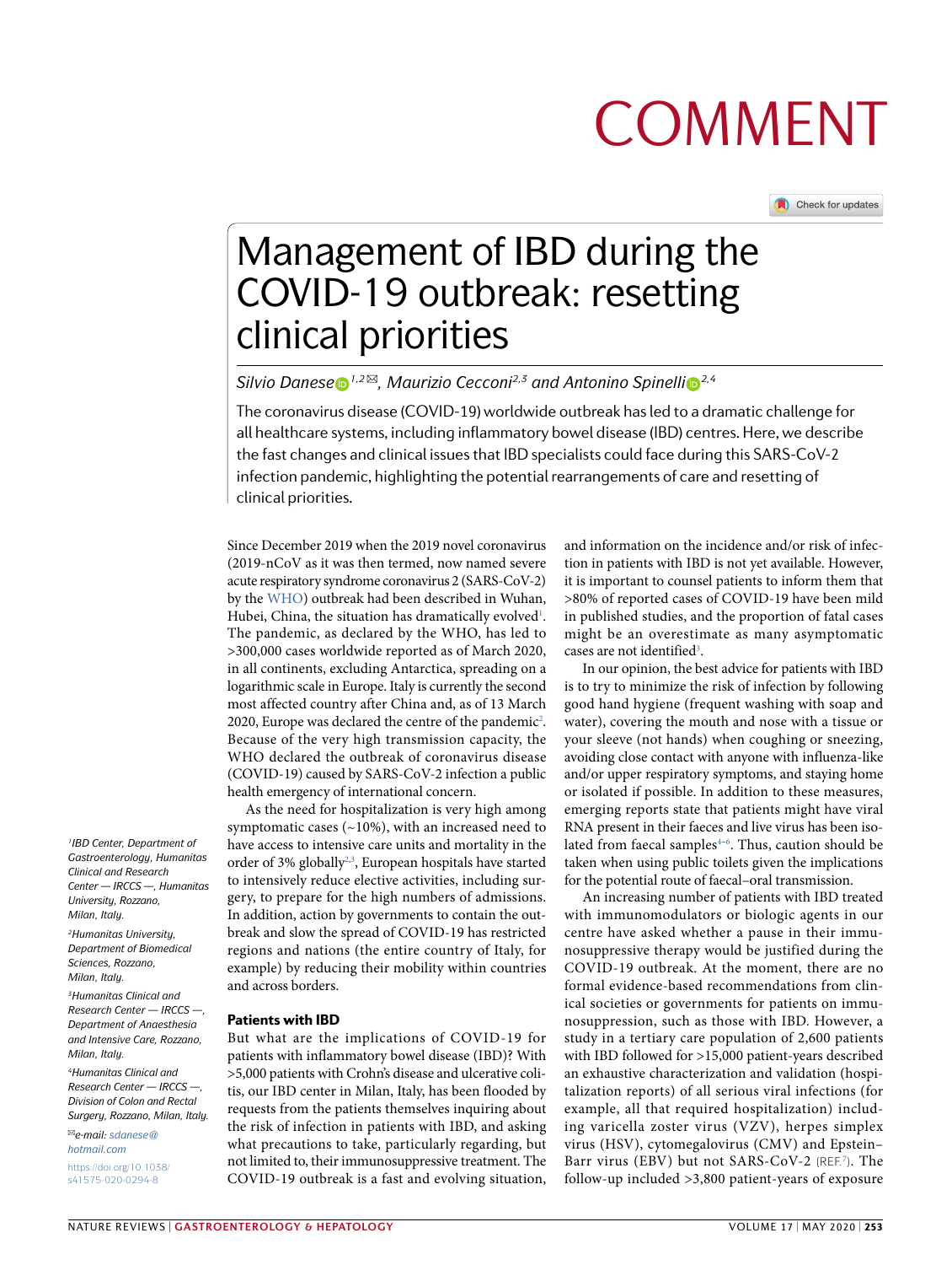# COMMENT

# Management of IBD during the COVID-19 outbreak: resetting clinical priorities

*Silvio Danese*[1,2] ✉, *Maurizio Cecconi*[2,3] *and Antonino Spinelli*[2,4]

The coronavirus disease (COVID-19) worldwide outbreak has led to a dramatic challenge for all healthcare systems, including inflammatory bowel disease (IBD) centres. Here, we describe the fast changes and clinical issues that IBD specialists could face during this SARS-CoV-2 infection pandemic, highlighting the potential rearrangements of care and resetting of clinical priorities.

Since December 2019 when the 2019 novel coronavirus (2019-nCoV as it was then termed, now named severe acute respiratory syndrome coronavirus 2 (SARS-CoV-2) by the WHO) outbreak had been described in Wuhan, Hubei, China, the situation has dramatically evolved[1]. The pandemic, as declared by the WHO, has led to >300,000 cases worldwide reported as of March 2020, in all continents, excluding Antarctica, spreading on a logarithmic scale in Europe. Italy is currently the second most affected country after China and, as of 13 March 2020, Europe was declared the centre of the pandemic[2]. Because of the very high transmission capacity, the WHO declared the outbreak of coronavirus disease (COVID-19) caused by SARS-CoV-2 infection a public health emergency of international concern.

As the need for hospitalization is very high among symptomatic cases (~10%), with an increased need to have access to intensive care units and mortality in the order of 3% globally[2,3], European hospitals have started to intensively reduce elective activities, including surgery, to prepare for the high numbers of admissions. In addition, action by governments to contain the outbreak and slow the spread of COVID-19 has restricted regions and nations (the entire country of Italy, for example) by reducing their mobility within countries and across borders.

## Patients with IBD

But what are the implications of COVID-19 for patients with inflammatory bowel disease (IBD)? With >5,000 patients with Crohn's disease and ulcerative colitis, our IBD center in Milan, Italy, has been flooded by requests from the patients themselves inquiring about the risk of infection in patients with IBD, and asking what precautions to take, particularly regarding, but not limited to, their immunosuppressive treatment. The COVID-19 outbreak is a fast and evolving situation, and information on the incidence and/or risk of infection in patients with IBD is not yet available. However, it is important to counsel patients to inform them that >80% of reported cases of COVID-19 have been mild in published studies, and the proportion of fatal cases might be an overestimate as many asymptomatic cases are not identified[3].

In our opinion, the best advice for patients with IBD is to try to minimize the risk of infection by following good hand hygiene (frequent washing with soap and water), covering the mouth and nose with a tissue or your sleeve (not hands) when coughing or sneezing, avoiding close contact with anyone with influenza-like and/or upper respiratory symptoms, and staying home or isolated if possible. In addition to these measures, emerging reports state that patients might have viral RNA present in their faeces and live virus has been isolated from faecal samples[4–6]. Thus, caution should be taken when using public toilets given the implications for the potential route of faecal–oral transmission.

An increasing number of patients with IBD treated with immunomodulators or biologic agents in our centre have asked whether a pause in their immunosuppressive therapy would be justified during the COVID-19 outbreak. At the moment, there are no formal evidence-based recommendations from clinical societies or governments for patients on immunosuppression, such as those with IBD. However, a study in a tertiary care population of 2,600 patients with IBD followed for >15,000 patient-years described an exhaustive characterization and validation (hospitalization reports) of all serious viral infections (for example, all that required hospitalization) including varicella zoster virus (VZV), herpes simplex virus (HSV), cytomegalovirus (CMV) and Epstein–Barr virus (EBV) but not SARS-CoV-2 (REF.[7]). The follow-up included >3,800 patient-years of exposure

[1]IBD Center, Department of Gastroenterology, Humanitas Clinical and Research Center — IRCCS —, Humanitas University, Rozzano, Milan, Italy.

[2]Humanitas University, Department of Biomedical Sciences, Rozzano, Milan, Italy.

[3]Humanitas Clinical and Research Center — IRCCS —, Department of Anaesthesia and Intensive Care, Rozzano, Milan, Italy.

[4]Humanitas Clinical and Research Center — IRCCS —, Division of Colon and Rectal Surgery, Rozzano, Milan, Italy.

✉e-mail: sdanese@hotmail.com

https://doi.org/10.1038/s41575-020-0294-8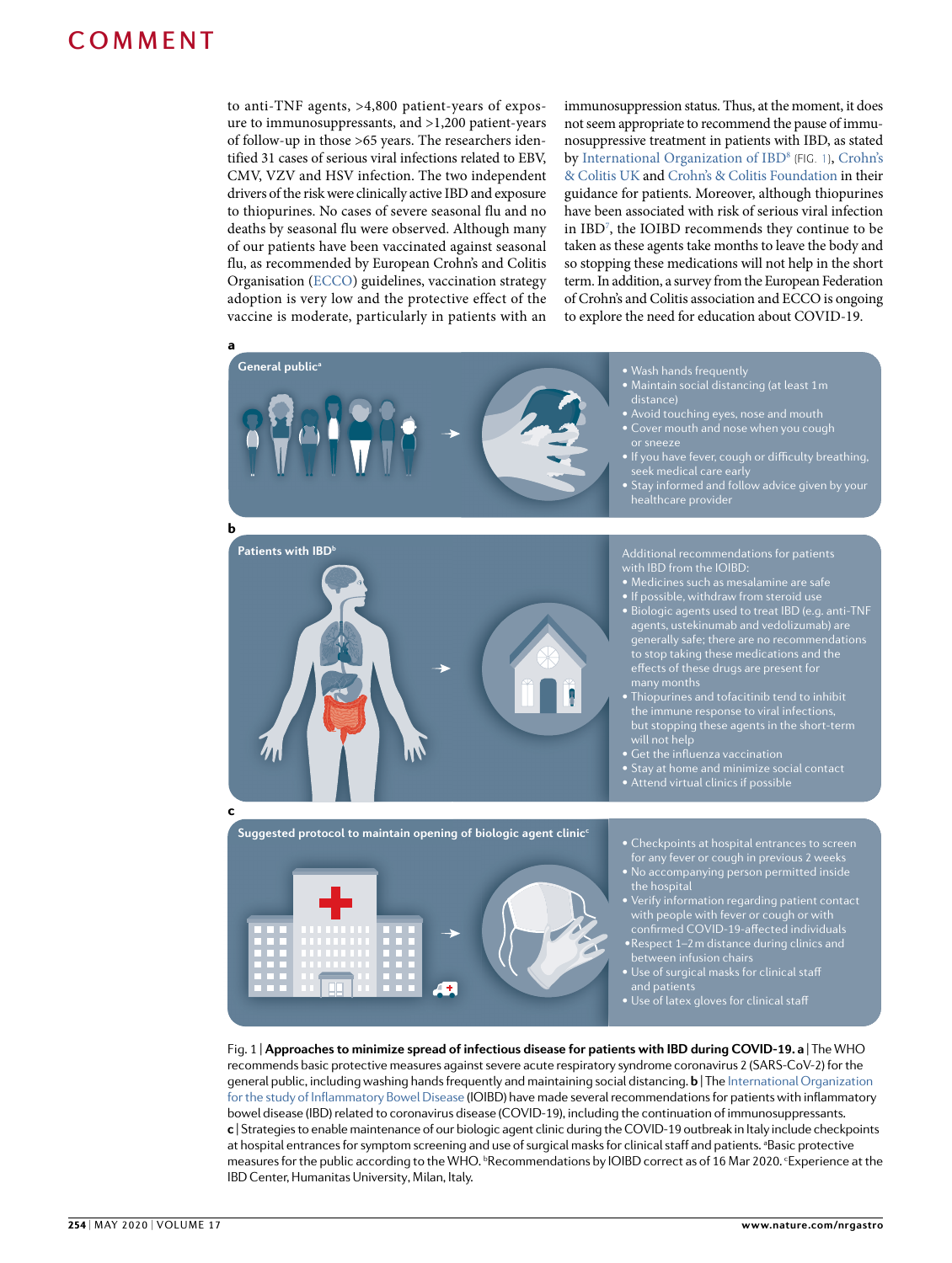to anti-TNF agents, >4,800 patient-years of exposure to immunosuppressants, and >1,200 patient-years of follow-up in those >65 years. The researchers identified 31 cases of serious viral infections related to EBV, CMV, VZV and HSV infection. The two independent drivers of the risk were clinically active IBD and exposure to thiopurines. No cases of severe seasonal flu and no deaths by seasonal flu were observed. Although many of our patients have been vaccinated against seasonal flu, as recommended by European Crohn's and Colitis Organisation (ECCO) guidelines, vaccination strategy adoption is very low and the protective effect of the vaccine is moderate, particularly in patients with an immunosuppression status. Thus, at the moment, it does not seem appropriate to recommend the pause of immunosuppressive treatment in patients with IBD, as stated by International Organization of IBD[8] (FIG. 1), Crohn's & Colitis UK and Crohn's & Colitis Foundation in their guidance for patients. Moreover, although thiopurines have been associated with risk of serious viral infection in IBD[7], the IOIBD recommends they continue to be taken as these agents take months to leave the body and so stopping these medications will not help in the short term. In addition, a survey from the European Federation of Crohn's and Colitis association and ECCO is ongoing to explore the need for education about COVID-19.

**a**

**General public[a]**

- Wash hands frequently
- Maintain social distancing (at least 1 m distance)
- Avoid touching eyes, nose and mouth
- Cover mouth and nose when you cough or sneeze
- If you have fever, cough or difficulty breathing, seek medical care early
- Stay informed and follow advice given by your healthcare provider

**b**

**Patients with IBD[b]**

Additional recommendations for patients with IBD from the IOIBD:

- Medicines such as mesalamine are safe
- If possible, withdraw from steroid use
- Biologic agents used to treat IBD (e.g. anti-TNF agents, ustekinumab and vedolizumab) are generally safe; there are no recommendations to stop taking these medications and the effects of these drugs are present for many months
- Thiopurines and tofacitinib tend to inhibit the immune response to viral infections, but stopping these agents in the short-term will not help
- Get the influenza vaccination
- Stay at home and minimize social contact
- Attend virtual clinics if possible

**c**

**Suggested protocol to maintain opening of biologic agent clinic[c]**

- Checkpoints at hospital entrances to screen for any fever or cough in previous 2 weeks
- No accompanying person permitted inside the hospital
- Verify information regarding patient contact with people with fever or cough or with confirmed COVID-19-affected individuals
- Respect 1–2 m distance during clinics and between infusion chairs
- Use of surgical masks for clinical staff and patients
- Use of latex gloves for clinical staff

Fig. 1 | **Approaches to minimize spread of infectious disease for patients with IBD during COVID-19. a** | The WHO recommends basic protective measures against severe acute respiratory syndrome coronavirus 2 (SARS-CoV-2) for the general public, including washing hands frequently and maintaining social distancing. **b** | The International Organization for the study of Inflammatory Bowel Disease (IOIBD) have made several recommendations for patients with inflammatory bowel disease (IBD) related to coronavirus disease (COVID-19), including the continuation of immunosuppressants. **c** | Strategies to enable maintenance of our biologic agent clinic during the COVID-19 outbreak in Italy include checkpoints at hospital entrances for symptom screening and use of surgical masks for clinical staff and patients. [a]Basic protective measures for the public according to the WHO. [b]Recommendations by IOIBD correct as of 16 Mar 2020. [c]Experience at the IBD Center, Humanitas University, Milan, Italy.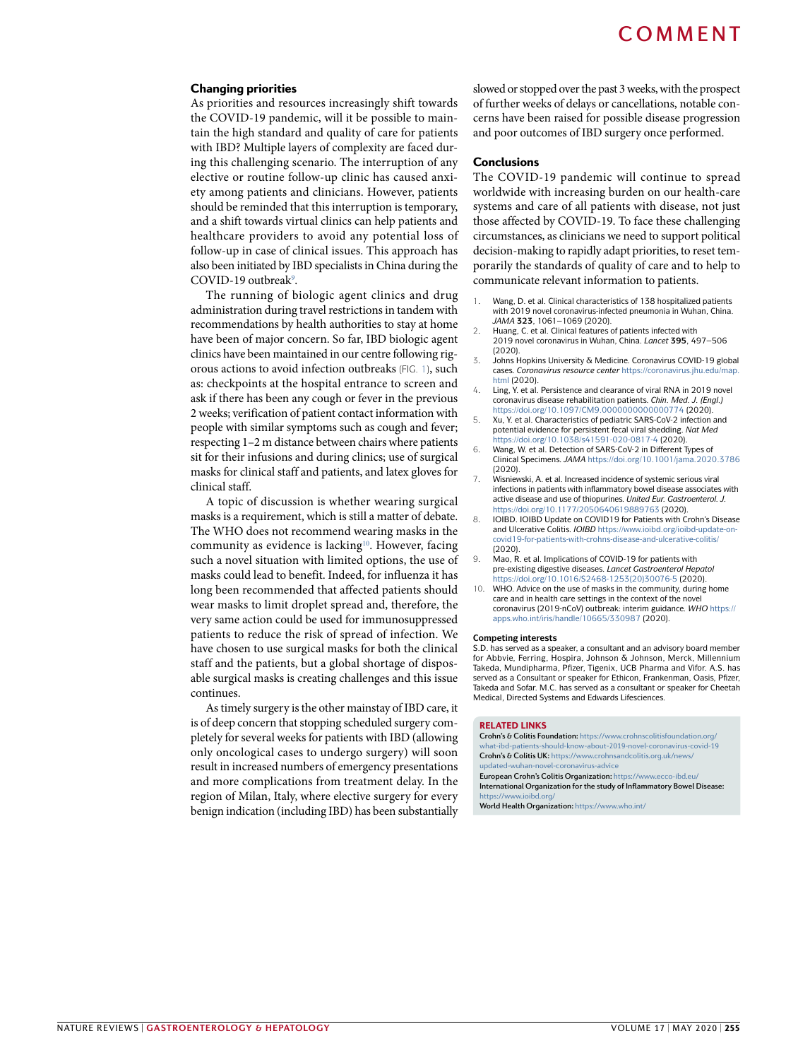## Changing priorities

As priorities and resources increasingly shift towards the COVID-19 pandemic, will it be possible to maintain the high standard and quality of care for patients with IBD? Multiple layers of complexity are faced during this challenging scenario. The interruption of any elective or routine follow-up clinic has caused anxiety among patients and clinicians. However, patients should be reminded that this interruption is temporary, and a shift towards virtual clinics can help patients and healthcare providers to avoid any potential loss of follow-up in case of clinical issues. This approach has also been initiated by IBD specialists in China during the COVID-19 outbreak[9].

The running of biologic agent clinics and drug administration during travel restrictions in tandem with recommendations by health authorities to stay at home have been of major concern. So far, IBD biologic agent clinics have been maintained in our centre following rigorous actions to avoid infection outbreaks (FIG. 1), such as: checkpoints at the hospital entrance to screen and ask if there has been any cough or fever in the previous 2 weeks; verification of patient contact information with people with similar symptoms such as cough and fever; respecting 1–2 m distance between chairs where patients sit for their infusions and during clinics; use of surgical masks for clinical staff and patients, and latex gloves for clinical staff.

A topic of discussion is whether wearing surgical masks is a requirement, which is still a matter of debate. The WHO does not recommend wearing masks in the community as evidence is lacking[10]. However, facing such a novel situation with limited options, the use of masks could lead to benefit. Indeed, for influenza it has long been recommended that affected patients should wear masks to limit droplet spread and, therefore, the very same action could be used for immunosuppressed patients to reduce the risk of spread of infection. We have chosen to use surgical masks for both the clinical staff and the patients, but a global shortage of disposable surgical masks is creating challenges and this issue continues.

As timely surgery is the other mainstay of IBD care, it is of deep concern that stopping scheduled surgery completely for several weeks for patients with IBD (allowing only oncological cases to undergo surgery) will soon result in increased numbers of emergency presentations and more complications from treatment delay. In the region of Milan, Italy, where elective surgery for every benign indication (including IBD) has been substantially slowed or stopped over the past 3 weeks, with the prospect of further weeks of delays or cancellations, notable concerns have been raised for possible disease progression and poor outcomes of IBD surgery once performed.

## Conclusions

The COVID-19 pandemic will continue to spread worldwide with increasing burden on our health-care systems and care of all patients with disease, not just those affected by COVID-19. To face these challenging circumstances, as clinicians we need to support political decision-making to rapidly adapt priorities, to reset temporarily the standards of quality of care and to help to communicate relevant information to patients.

1. Wang, D. et al. Clinical characteristics of 138 hospitalized patients with 2019 novel coronavirus-infected pneumonia in Wuhan, China. *JAMA* **323**, 1061–1069 (2020).
2. Huang, C. et al. Clinical features of patients infected with 2019 novel coronavirus in Wuhan, China. *Lancet* **395**, 497–506 (2020).
3. Johns Hopkins University & Medicine. Coronavirus COVID-19 global cases. *Coronavirus resource center* https://coronavirus.jhu.edu/map.html (2020).
4. Ling, Y. et al. Persistence and clearance of viral RNA in 2019 novel coronavirus disease rehabilitation patients. *Chin. Med. J. (Engl.)* https://doi.org/10.1097/CM9.0000000000000774 (2020).
5. Xu, Y. et al. Characteristics of pediatric SARS-CoV-2 infection and potential evidence for persistent fecal viral shedding. *Nat Med* https://doi.org/10.1038/s41591-020-0817-4 (2020).
6. Wang, W. et al. Detection of SARS-CoV-2 in Different Types of Clinical Specimens. *JAMA* https://doi.org/10.1001/jama.2020.3786 (2020).
7. Wisniewski, A. et al. Increased incidence of systemic serious viral infections in patients with inflammatory bowel disease associates with active disease and use of thiopurines. *United Eur. Gastroenterol. J.* https://doi.org/10.1177/2050640619889763 (2020).
8. IOIBD. IOIBD Update on COVID19 for Patients with Crohn's Disease and Ulcerative Colitis. *IOIBD* https://www.ioibd.org/ioibd-update-on-covid19-for-patients-with-crohns-disease-and-ulcerative-colitis/ (2020).
9. Mao, R. et al. Implications of COVID-19 for patients with pre-existing digestive diseases. *Lancet Gastroenterol Hepatol* https://doi.org/10.1016/S2468-1253(20)30076-5 (2020).
10. WHO. Advice on the use of masks in the community, during home care and in health care settings in the context of the novel coronavirus (2019-nCoV) outbreak: interim guidance. *WHO* https://apps.who.int/iris/handle/10665/330987 (2020).

### Competing interests

S.D. has served as a speaker, a consultant and an advisory board member for Abbvie, Ferring, Hospira, Johnson & Johnson, Merck, Millennium Takeda, Mundipharma, Pfizer, Tigenix, UCB Pharma and Vifor. A.S. has served as a Consultant or speaker for Ethicon, Frankenman, Oasis, Pfizer, Takeda and Sofar. M.C. has served as a consultant or speaker for Cheetah Medical, Directed Systems and Edwards Lifesciences.

### RELATED LINKS

**Crohn's & Colitis Foundation:** https://www.crohnscolitisfoundation.org/what-ibd-patients-should-know-about-2019-novel-coronavirus-covid-19
**Crohn's & Colitis UK:** https://www.crohnsandcolitis.org.uk/news/updated-wuhan-novel-coronavirus-advice
**European Crohn's Colitis Organization:** https://www.ecco-ibd.eu/
**International Organization for the study of Inflammatory Bowel Disease:** https://www.ioibd.org/
**World Health Organization:** https://www.who.int/